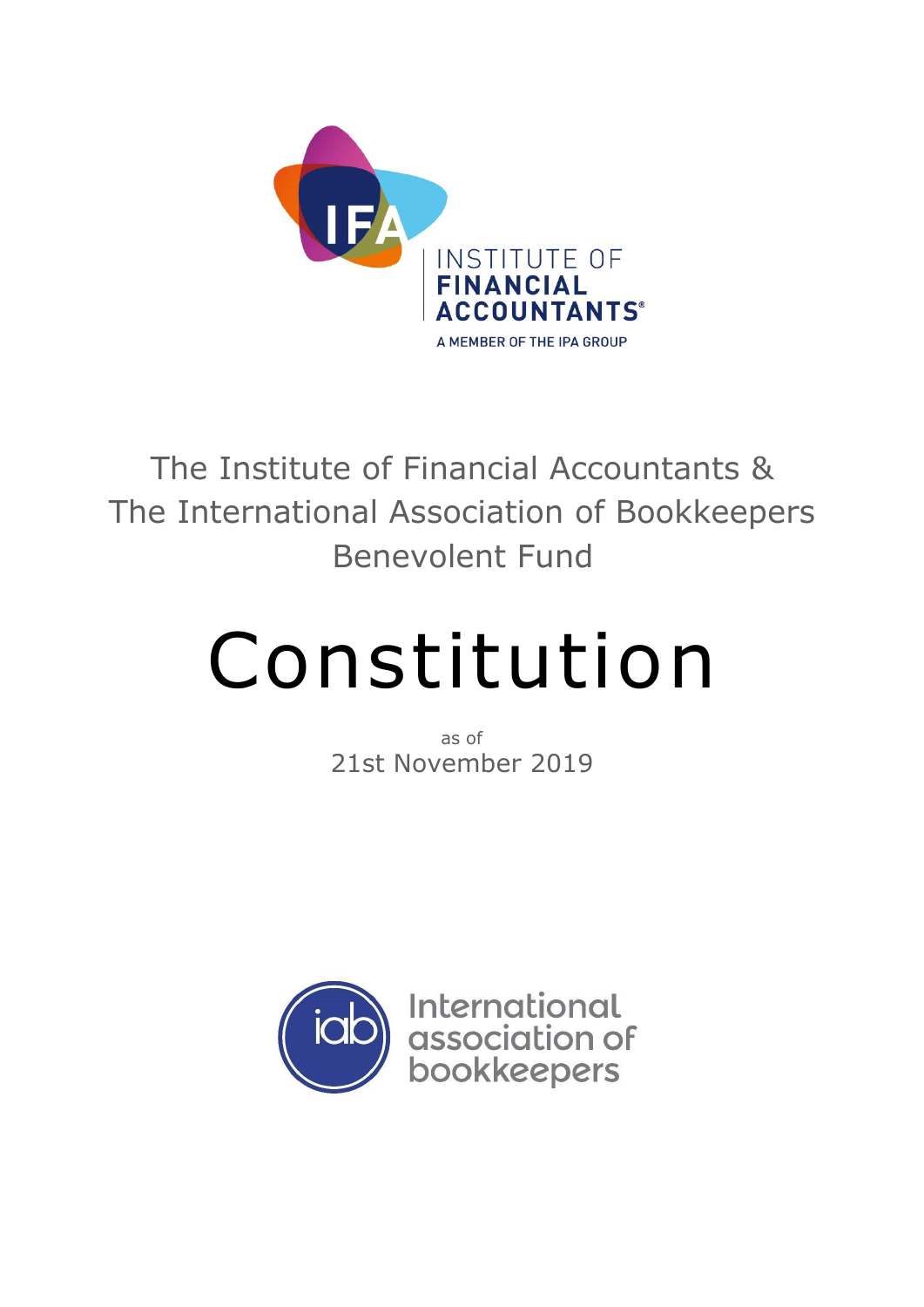INSTITUTE OF
**FINANCIAL ACCOUNTANTS®**
A MEMBER OF THE IPA GROUP

The Institute of Financial Accountants &
The International Association of Bookkeepers
Benevolent Fund

# Constitution

as of
21st November 2019

International
association of
bookkeepers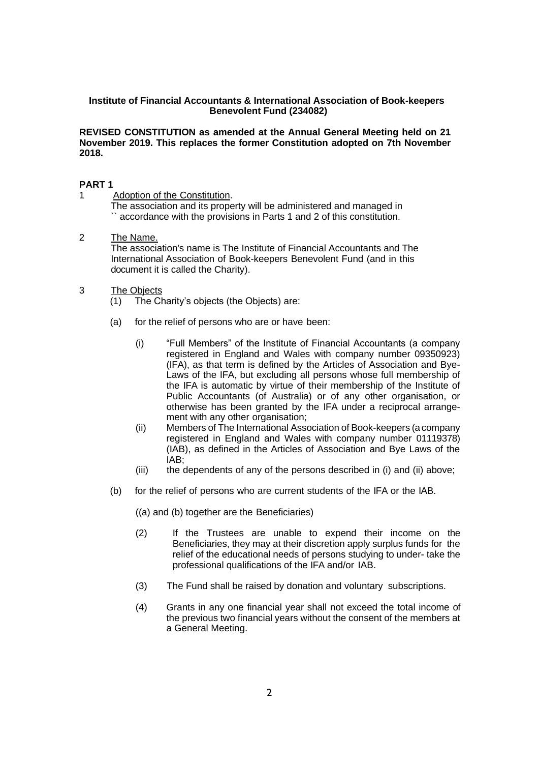**Institute of Financial Accountants & International Association of Book-keepers Benevolent Fund (234082)**

**REVISED CONSTITUTION as amended at the Annual General Meeting held on 21 November 2019. This replaces the former Constitution adopted on 7th November 2018.**

## PART 1

1 Adoption of the Constitution.

The association and its property will be administered and managed in `` accordance with the provisions in Parts 1 and 2 of this constitution.

2 The Name.

The association's name is The Institute of Financial Accountants and The International Association of Book-keepers Benevolent Fund (and in this document it is called the Charity).

3 The Objects

(1) The Charity's objects (the Objects) are:

(a) for the relief of persons who are or have been:

(i) "Full Members" of the Institute of Financial Accountants (a company registered in England and Wales with company number 09350923) (IFA), as that term is defined by the Articles of Association and Bye-Laws of the IFA, but excluding all persons whose full membership of the IFA is automatic by virtue of their membership of the Institute of Public Accountants (of Australia) or of any other organisation, or otherwise has been granted by the IFA under a reciprocal arrangement with any other organisation;

(ii) Members of The International Association of Book-keepers (a company registered in England and Wales with company number 01119378) (IAB), as defined in the Articles of Association and Bye Laws of the IAB;

(iii) the dependents of any of the persons described in (i) and (ii) above;

(b) for the relief of persons who are current students of the IFA or the IAB.

((a) and (b) together are the Beneficiaries)

(2) If the Trustees are unable to expend their income on the Beneficiaries, they may at their discretion apply surplus funds for the relief of the educational needs of persons studying to under- take the professional qualifications of the IFA and/or IAB.

(3) The Fund shall be raised by donation and voluntary subscriptions.

(4) Grants in any one financial year shall not exceed the total income of the previous two financial years without the consent of the members at a General Meeting.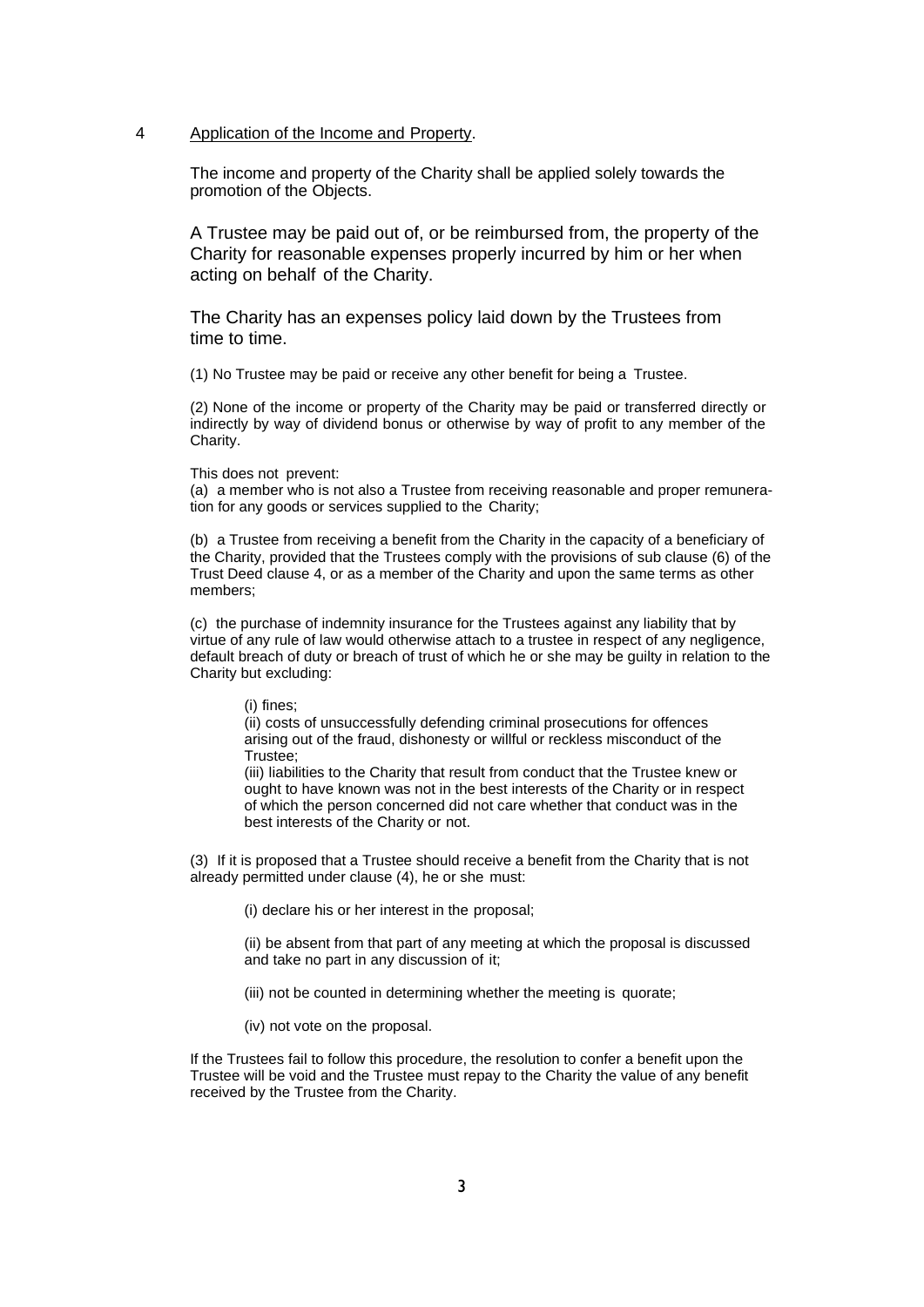## 4 Application of the Income and Property.

The income and property of the Charity shall be applied solely towards the promotion of the Objects.

A Trustee may be paid out of, or be reimbursed from, the property of the Charity for reasonable expenses properly incurred by him or her when acting on behalf of the Charity.

The Charity has an expenses policy laid down by the Trustees from time to time.

(1) No Trustee may be paid or receive any other benefit for being a Trustee.

(2) None of the income or property of the Charity may be paid or transferred directly or indirectly by way of dividend bonus or otherwise by way of profit to any member of the Charity.

This does not prevent:

(a) a member who is not also a Trustee from receiving reasonable and proper remuneration for any goods or services supplied to the Charity;

(b) a Trustee from receiving a benefit from the Charity in the capacity of a beneficiary of the Charity, provided that the Trustees comply with the provisions of sub clause (6) of the Trust Deed clause 4, or as a member of the Charity and upon the same terms as other members;

(c) the purchase of indemnity insurance for the Trustees against any liability that by virtue of any rule of law would otherwise attach to a trustee in respect of any negligence, default breach of duty or breach of trust of which he or she may be guilty in relation to the Charity but excluding:

> (i) fines;
>
> (ii) costs of unsuccessfully defending criminal prosecutions for offences arising out of the fraud, dishonesty or willful or reckless misconduct of the Trustee;
>
> (iii) liabilities to the Charity that result from conduct that the Trustee knew or ought to have known was not in the best interests of the Charity or in respect of which the person concerned did not care whether that conduct was in the best interests of the Charity or not.

(3) If it is proposed that a Trustee should receive a benefit from the Charity that is not already permitted under clause (4), he or she must:

> (i) declare his or her interest in the proposal;
>
> (ii) be absent from that part of any meeting at which the proposal is discussed and take no part in any discussion of it;
>
> (iii) not be counted in determining whether the meeting is quorate;
>
> (iv) not vote on the proposal.

If the Trustees fail to follow this procedure, the resolution to confer a benefit upon the Trustee will be void and the Trustee must repay to the Charity the value of any benefit received by the Trustee from the Charity.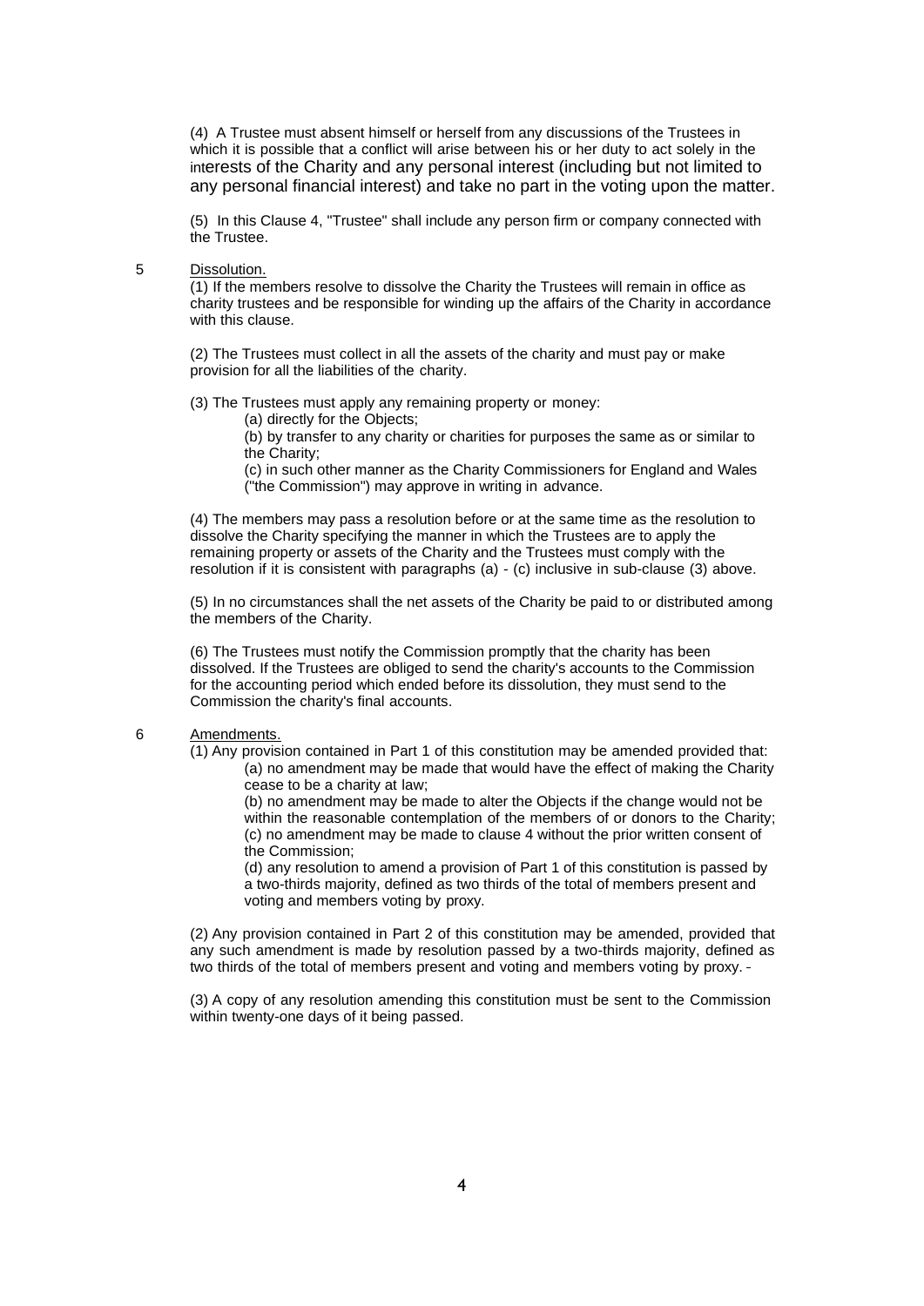(4) A Trustee must absent himself or herself from any discussions of the Trustees in which it is possible that a conflict will arise between his or her duty to act solely in the interests of the Charity and any personal interest (including but not limited to any personal financial interest) and take no part in the voting upon the matter.

(5) In this Clause 4, "Trustee" shall include any person firm or company connected with the Trustee.

5 Dissolution.

(1) If the members resolve to dissolve the Charity the Trustees will remain in office as charity trustees and be responsible for winding up the affairs of the Charity in accordance with this clause.

(2) The Trustees must collect in all the assets of the charity and must pay or make provision for all the liabilities of the charity.

(3) The Trustees must apply any remaining property or money:

(a) directly for the Objects;

(b) by transfer to any charity or charities for purposes the same as or similar to the Charity;

(c) in such other manner as the Charity Commissioners for England and Wales ("the Commission") may approve in writing in advance.

(4) The members may pass a resolution before or at the same time as the resolution to dissolve the Charity specifying the manner in which the Trustees are to apply the remaining property or assets of the Charity and the Trustees must comply with the resolution if it is consistent with paragraphs (a) - (c) inclusive in sub-clause (3) above.

(5) In no circumstances shall the net assets of the Charity be paid to or distributed among the members of the Charity.

(6) The Trustees must notify the Commission promptly that the charity has been dissolved. If the Trustees are obliged to send the charity's accounts to the Commission for the accounting period which ended before its dissolution, they must send to the Commission the charity's final accounts.

6 Amendments.

(1) Any provision contained in Part 1 of this constitution may be amended provided that:

(a) no amendment may be made that would have the effect of making the Charity cease to be a charity at law;

(b) no amendment may be made to alter the Objects if the change would not be within the reasonable contemplation of the members of or donors to the Charity;

(c) no amendment may be made to clause 4 without the prior written consent of the Commission;

(d) any resolution to amend a provision of Part 1 of this constitution is passed by a two-thirds majority, defined as two thirds of the total of members present and voting and members voting by proxy.

(2) Any provision contained in Part 2 of this constitution may be amended, provided that any such amendment is made by resolution passed by a two-thirds majority, defined as two thirds of the total of members present and voting and members voting by proxy.

(3) A copy of any resolution amending this constitution must be sent to the Commission within twenty-one days of it being passed.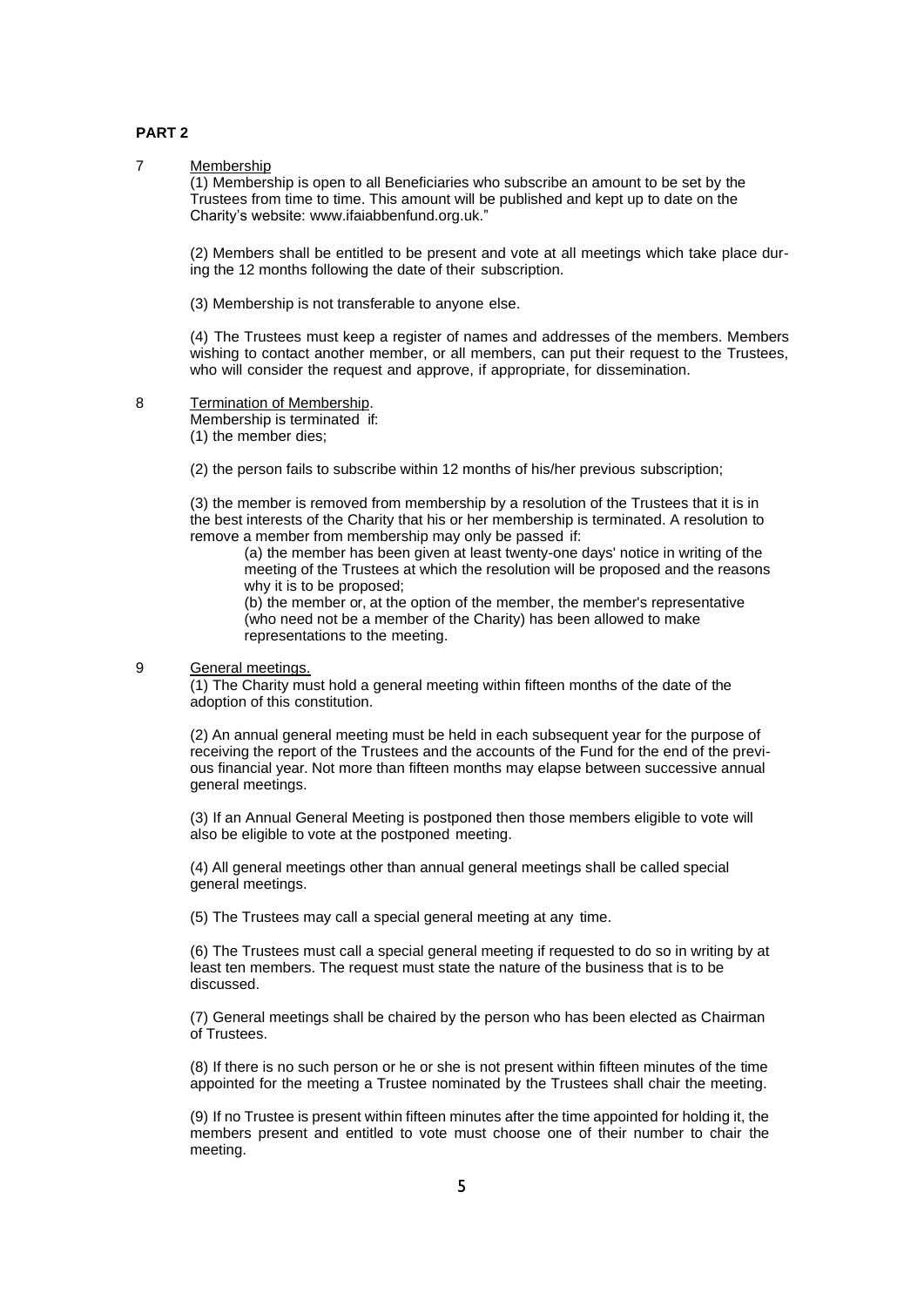**PART 2**

7 Membership

(1) Membership is open to all Beneficiaries who subscribe an amount to be set by the Trustees from time to time. This amount will be published and kept up to date on the Charity's website: www.ifaiabbenfund.org.uk."

(2) Members shall be entitled to be present and vote at all meetings which take place during the 12 months following the date of their subscription.

(3) Membership is not transferable to anyone else.

(4) The Trustees must keep a register of names and addresses of the members. Members wishing to contact another member, or all members, can put their request to the Trustees, who will consider the request and approve, if appropriate, for dissemination.

8 Termination of Membership.

Membership is terminated if:

(1) the member dies;

(2) the person fails to subscribe within 12 months of his/her previous subscription;

(3) the member is removed from membership by a resolution of the Trustees that it is in the best interests of the Charity that his or her membership is terminated. A resolution to remove a member from membership may only be passed if:

(a) the member has been given at least twenty-one days' notice in writing of the meeting of the Trustees at which the resolution will be proposed and the reasons why it is to be proposed;

(b) the member or, at the option of the member, the member's representative (who need not be a member of the Charity) has been allowed to make representations to the meeting.

9 General meetings.

(1) The Charity must hold a general meeting within fifteen months of the date of the adoption of this constitution.

(2) An annual general meeting must be held in each subsequent year for the purpose of receiving the report of the Trustees and the accounts of the Fund for the end of the previous financial year. Not more than fifteen months may elapse between successive annual general meetings.

(3) If an Annual General Meeting is postponed then those members eligible to vote will also be eligible to vote at the postponed meeting.

(4) All general meetings other than annual general meetings shall be called special general meetings.

(5) The Trustees may call a special general meeting at any time.

(6) The Trustees must call a special general meeting if requested to do so in writing by at least ten members. The request must state the nature of the business that is to be discussed.

(7) General meetings shall be chaired by the person who has been elected as Chairman of Trustees.

(8) If there is no such person or he or she is not present within fifteen minutes of the time appointed for the meeting a Trustee nominated by the Trustees shall chair the meeting.

(9) If no Trustee is present within fifteen minutes after the time appointed for holding it, the members present and entitled to vote must choose one of their number to chair the meeting.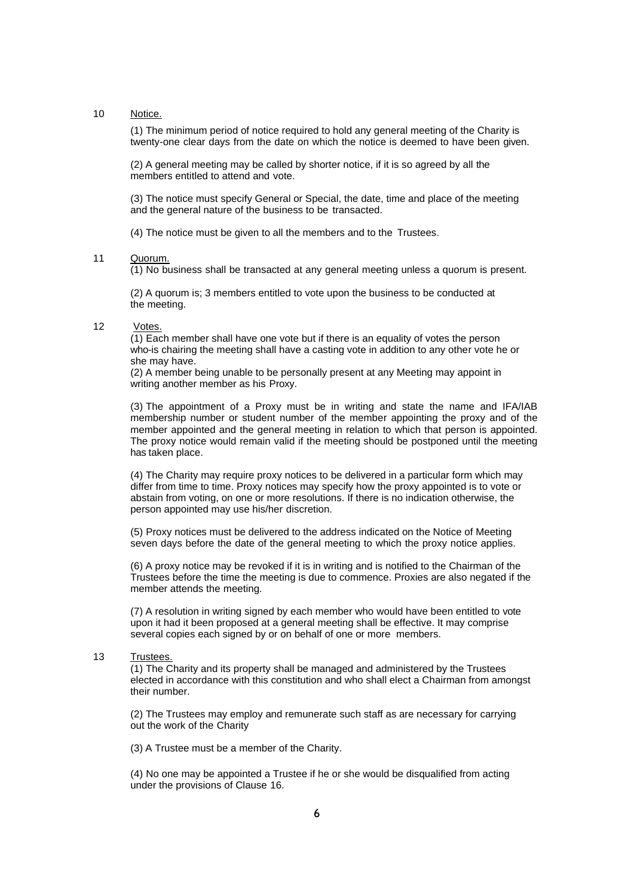10 Notice.

(1) The minimum period of notice required to hold any general meeting of the Charity is twenty-one clear days from the date on which the notice is deemed to have been given.

(2) A general meeting may be called by shorter notice, if it is so agreed by all the members entitled to attend and vote.

(3) The notice must specify General or Special, the date, time and place of the meeting and the general nature of the business to be transacted.

(4) The notice must be given to all the members and to the Trustees.

11 Quorum.

(1) No business shall be transacted at any general meeting unless a quorum is present.

(2) A quorum is; 3 members entitled to vote upon the business to be conducted at the meeting.

12 Votes.

(1) Each member shall have one vote but if there is an equality of votes the person who-is chairing the meeting shall have a casting vote in addition to any other vote he or she may have.

(2) A member being unable to be personally present at any Meeting may appoint in writing another member as his Proxy.

(3) The appointment of a Proxy must be in writing and state the name and IFA/IAB membership number or student number of the member appointing the proxy and of the member appointed and the general meeting in relation to which that person is appointed. The proxy notice would remain valid if the meeting should be postponed until the meeting has taken place.

(4) The Charity may require proxy notices to be delivered in a particular form which may differ from time to time. Proxy notices may specify how the proxy appointed is to vote or abstain from voting, on one or more resolutions. If there is no indication otherwise, the person appointed may use his/her discretion.

(5) Proxy notices must be delivered to the address indicated on the Notice of Meeting seven days before the date of the general meeting to which the proxy notice applies.

(6) A proxy notice may be revoked if it is in writing and is notified to the Chairman of the Trustees before the time the meeting is due to commence. Proxies are also negated if the member attends the meeting.

(7) A resolution in writing signed by each member who would have been entitled to vote upon it had it been proposed at a general meeting shall be effective. It may comprise several copies each signed by or on behalf of one or more members.

13 Trustees.

(1) The Charity and its property shall be managed and administered by the Trustees elected in accordance with this constitution and who shall elect a Chairman from amongst their number.

(2) The Trustees may employ and remunerate such staff as are necessary for carrying out the work of the Charity

(3) A Trustee must be a member of the Charity.

(4) No one may be appointed a Trustee if he or she would be disqualified from acting under the provisions of Clause 16.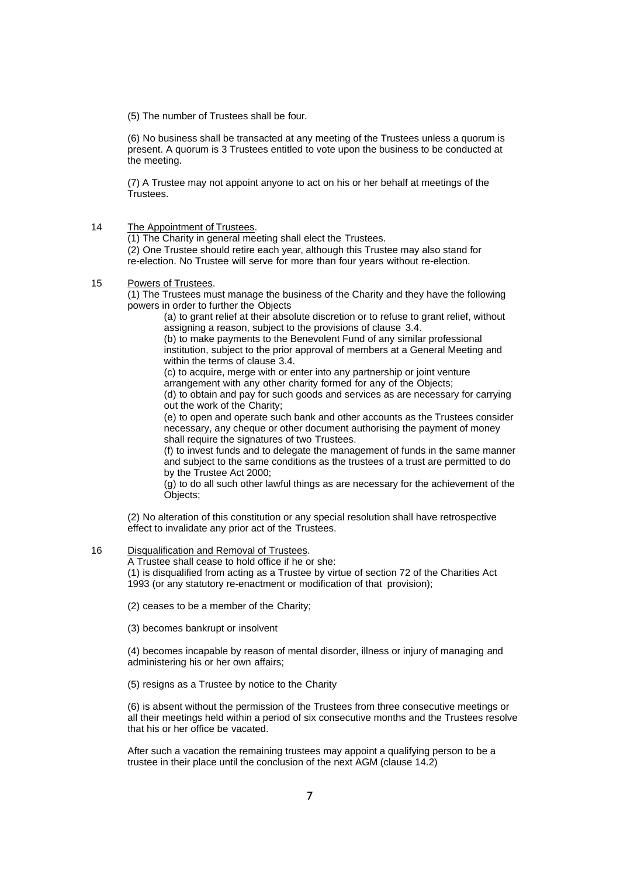(5) The number of Trustees shall be four.

(6) No business shall be transacted at any meeting of the Trustees unless a quorum is present. A quorum is 3 Trustees entitled to vote upon the business to be conducted at the meeting.

(7) A Trustee may not appoint anyone to act on his or her behalf at meetings of the Trustees.

14 The Appointment of Trustees.

(1) The Charity in general meeting shall elect the Trustees.
(2) One Trustee should retire each year, although this Trustee may also stand for re-election. No Trustee will serve for more than four years without re-election.

15 Powers of Trustees.

(1) The Trustees must manage the business of the Charity and they have the following powers in order to further the Objects

(a) to grant relief at their absolute discretion or to refuse to grant relief, without assigning a reason, subject to the provisions of clause 3.4.
(b) to make payments to the Benevolent Fund of any similar professional institution, subject to the prior approval of members at a General Meeting and within the terms of clause 3.4.
(c) to acquire, merge with or enter into any partnership or joint venture arrangement with any other charity formed for any of the Objects;
(d) to obtain and pay for such goods and services as are necessary for carrying out the work of the Charity;
(e) to open and operate such bank and other accounts as the Trustees consider necessary, any cheque or other document authorising the payment of money shall require the signatures of two Trustees.
(f) to invest funds and to delegate the management of funds in the same manner and subject to the same conditions as the trustees of a trust are permitted to do by the Trustee Act 2000;
(g) to do all such other lawful things as are necessary for the achievement of the Objects;

(2) No alteration of this constitution or any special resolution shall have retrospective effect to invalidate any prior act of the Trustees.

16 Disqualification and Removal of Trustees.

A Trustee shall cease to hold office if he or she:
(1) is disqualified from acting as a Trustee by virtue of section 72 of the Charities Act 1993 (or any statutory re-enactment or modification of that provision);

(2) ceases to be a member of the Charity;

(3) becomes bankrupt or insolvent

(4) becomes incapable by reason of mental disorder, illness or injury of managing and administering his or her own affairs;

(5) resigns as a Trustee by notice to the Charity

(6) is absent without the permission of the Trustees from three consecutive meetings or all their meetings held within a period of six consecutive months and the Trustees resolve that his or her office be vacated.

After such a vacation the remaining trustees may appoint a qualifying person to be a trustee in their place until the conclusion of the next AGM (clause 14.2)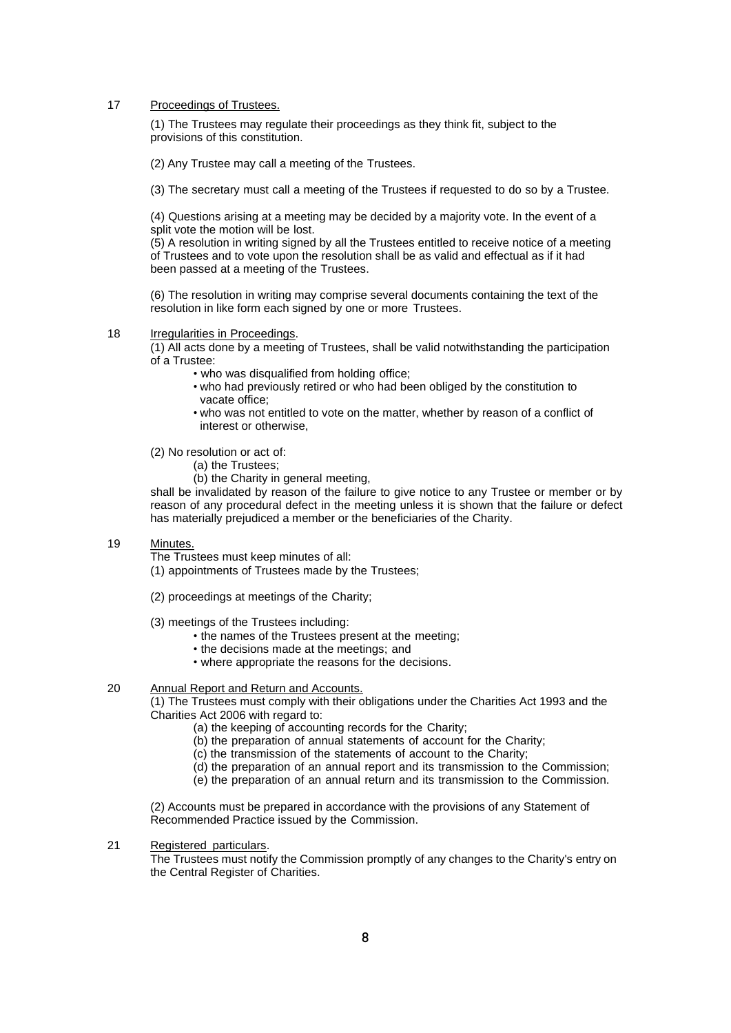17 Proceedings of Trustees.

(1) The Trustees may regulate their proceedings as they think fit, subject to the provisions of this constitution.

(2) Any Trustee may call a meeting of the Trustees.

(3) The secretary must call a meeting of the Trustees if requested to do so by a Trustee.

(4) Questions arising at a meeting may be decided by a majority vote. In the event of a split vote the motion will be lost.

(5) A resolution in writing signed by all the Trustees entitled to receive notice of a meeting of Trustees and to vote upon the resolution shall be as valid and effectual as if it had been passed at a meeting of the Trustees.

(6) The resolution in writing may comprise several documents containing the text of the resolution in like form each signed by one or more Trustees.

18 Irregularities in Proceedings.

(1) All acts done by a meeting of Trustees, shall be valid notwithstanding the participation of a Trustee:

- who was disqualified from holding office;
- who had previously retired or who had been obliged by the constitution to vacate office;
- who was not entitled to vote on the matter, whether by reason of a conflict of interest or otherwise,

(2) No resolution or act of:

(a) the Trustees;

(b) the Charity in general meeting,

shall be invalidated by reason of the failure to give notice to any Trustee or member or by reason of any procedural defect in the meeting unless it is shown that the failure or defect has materially prejudiced a member or the beneficiaries of the Charity.

19 Minutes.

The Trustees must keep minutes of all:

(1) appointments of Trustees made by the Trustees;

(2) proceedings at meetings of the Charity;

(3) meetings of the Trustees including:

- the names of the Trustees present at the meeting;
- the decisions made at the meetings; and
- where appropriate the reasons for the decisions.

20 Annual Report and Return and Accounts.

(1) The Trustees must comply with their obligations under the Charities Act 1993 and the Charities Act 2006 with regard to:

(a) the keeping of accounting records for the Charity;

(b) the preparation of annual statements of account for the Charity;

(c) the transmission of the statements of account to the Charity;

(d) the preparation of an annual report and its transmission to the Commission;

(e) the preparation of an annual return and its transmission to the Commission.

(2) Accounts must be prepared in accordance with the provisions of any Statement of Recommended Practice issued by the Commission.

21 Registered particulars.

The Trustees must notify the Commission promptly of any changes to the Charity's entry on the Central Register of Charities.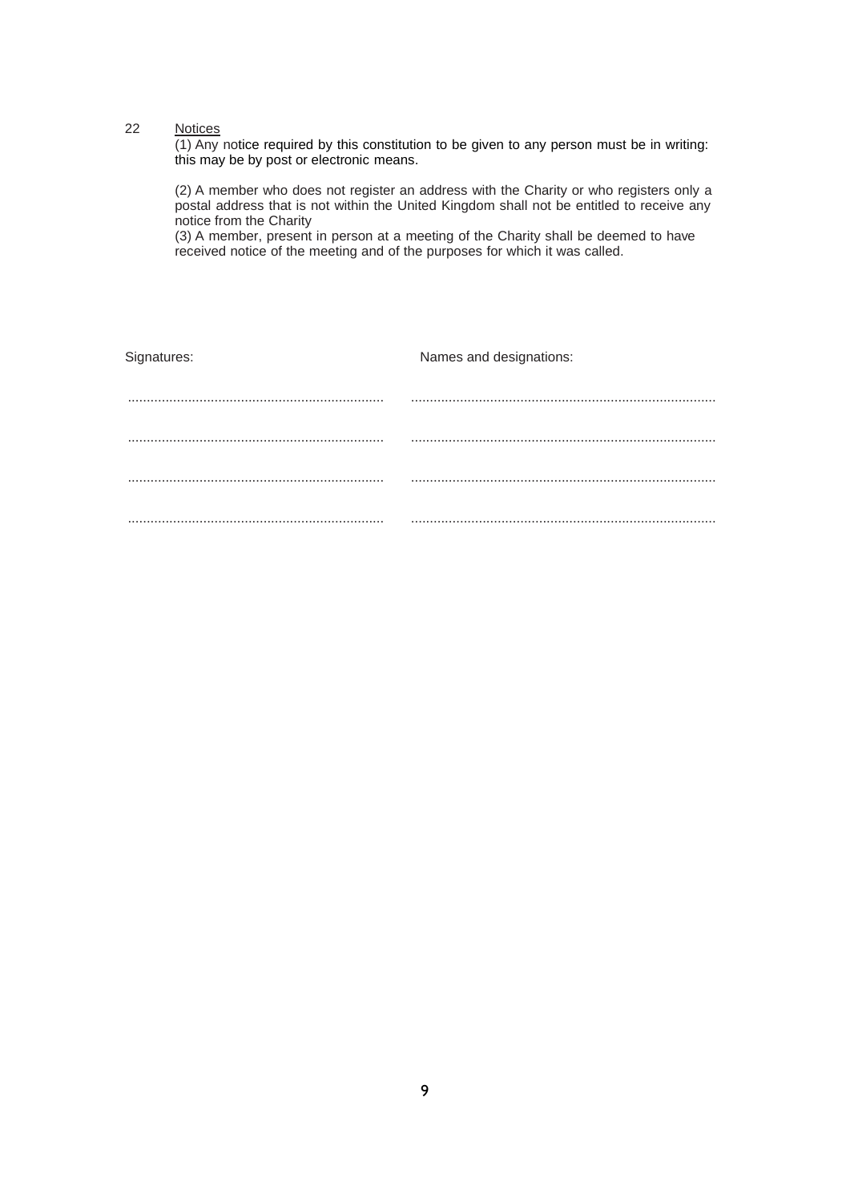22 Notices

(1) Any notice required by this constitution to be given to any person must be in writing: this may be by post or electronic means.

(2) A member who does not register an address with the Charity or who registers only a postal address that is not within the United Kingdom shall not be entitled to receive any notice from the Charity

(3) A member, present in person at a meeting of the Charity shall be deemed to have received notice of the meeting and of the purposes for which it was called.

| Signatures: | Names and designations: |
| --- | --- |
| .................................................................... | ................................................................................ |
| .................................................................... | ................................................................................ |
| .................................................................... | ................................................................................ |
| .................................................................... | ................................................................................ |